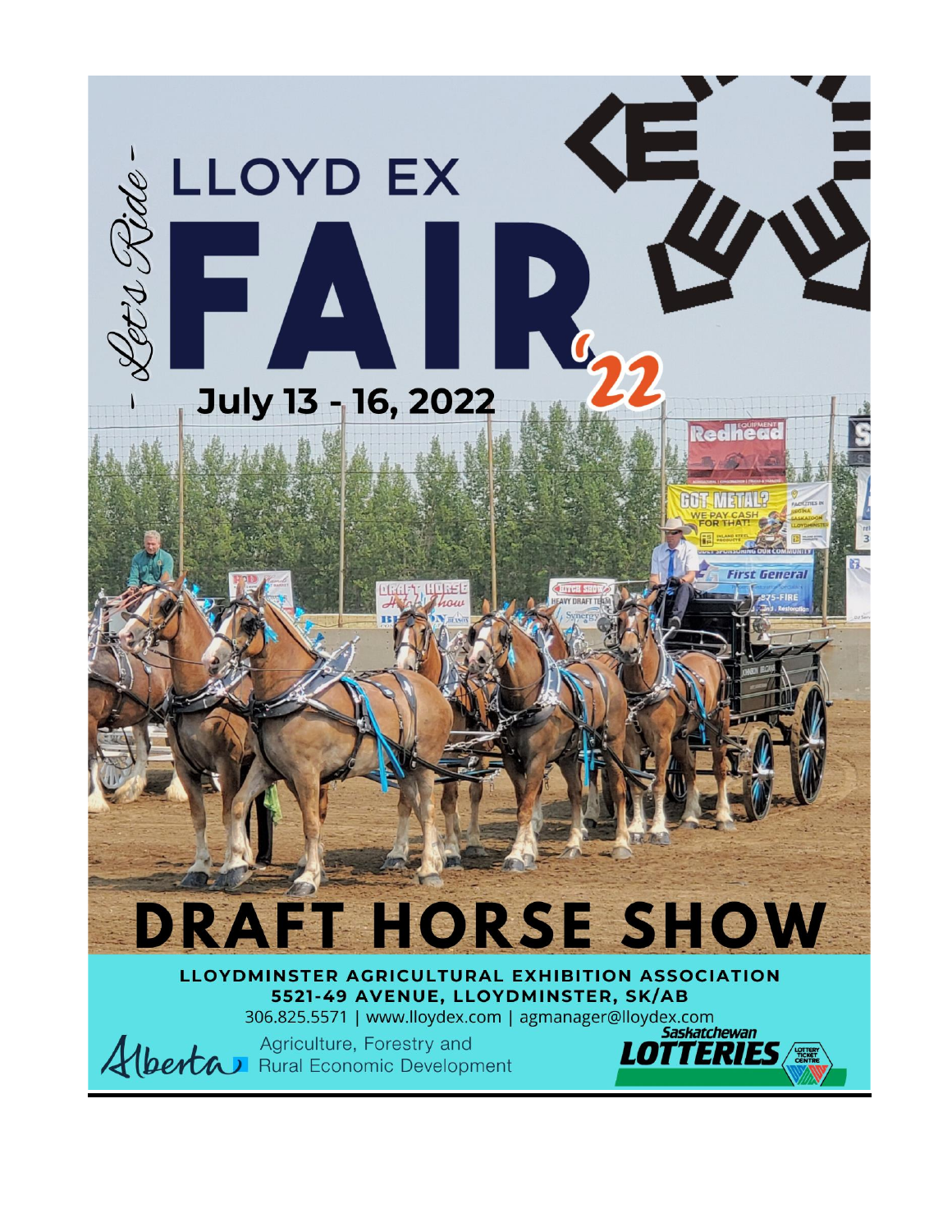- Let's Ride -

# LLOYD EX FAIR '22

## July 13 - 16, 2022

# DRAFT HORSE SHOW

**LLOYDMINSTER AGRICULTURAL EXHIBITION ASSOCIATION**

**5521-49 AVENUE, LLOYDMINSTER, SK/AB**

306.825.5571 | www.lloydex.com | agmanager@lloydex.com

Alberta Agriculture, Forestry and Rural Economic Development

Saskatchewan LOTTERIES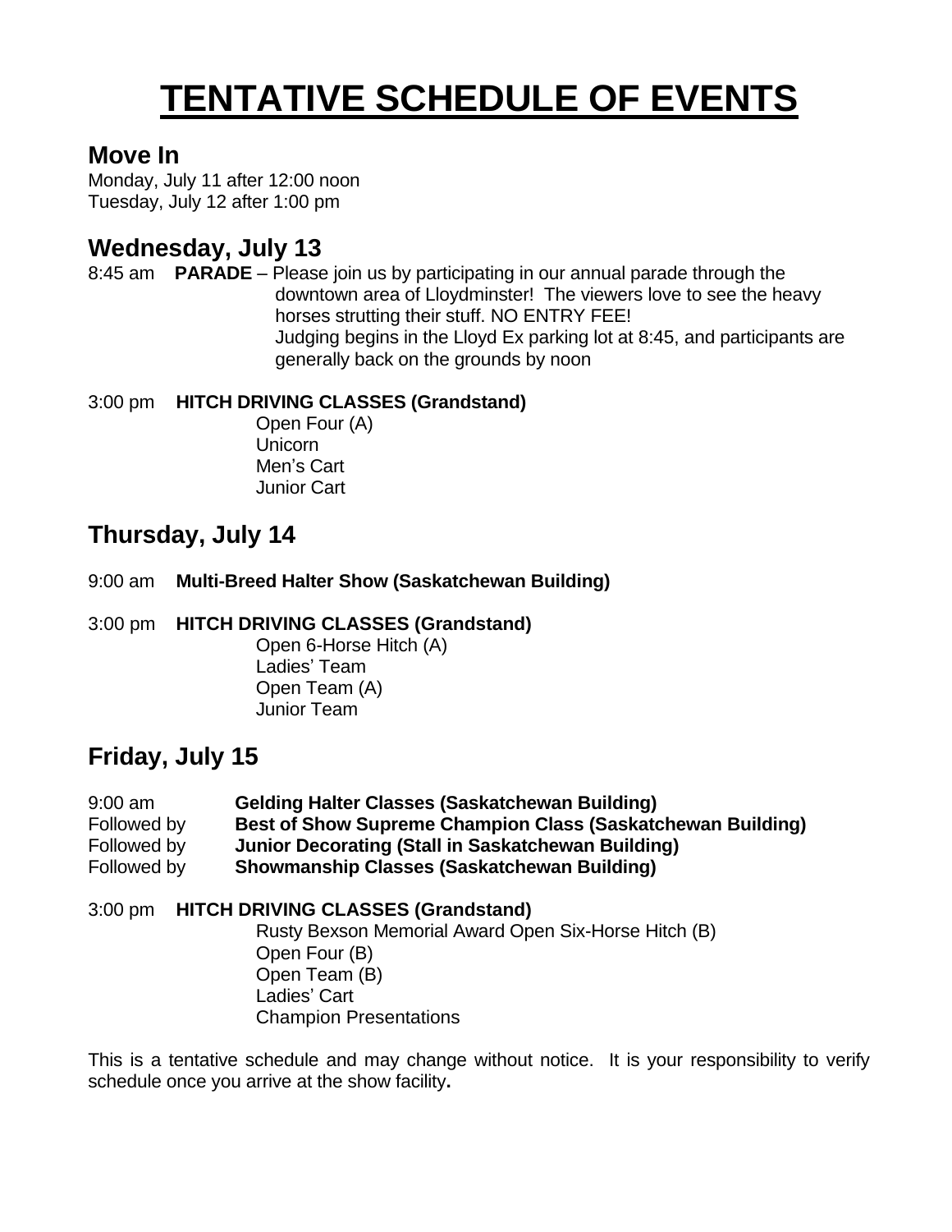# TENTATIVE SCHEDULE OF EVENTS

## Move In

Monday, July 11 after 12:00 noon
Tuesday, July 12 after 1:00 pm

## Wednesday, July 13

8:45 am **PARADE** – Please join us by participating in our annual parade through the downtown area of Lloydminster! The viewers love to see the heavy horses strutting their stuff. NO ENTRY FEE!
Judging begins in the Lloyd Ex parking lot at 8:45, and participants are generally back on the grounds by noon

3:00 pm **HITCH DRIVING CLASSES (Grandstand)**
- Open Four (A)
- Unicorn
- Men's Cart
- Junior Cart

## Thursday, July 14

9:00 am **Multi-Breed Halter Show (Saskatchewan Building)**

3:00 pm **HITCH DRIVING CLASSES (Grandstand)**
- Open 6-Horse Hitch (A)
- Ladies' Team
- Open Team (A)
- Junior Team

## Friday, July 15

9:00 am **Gelding Halter Classes (Saskatchewan Building)**
Followed by **Best of Show Supreme Champion Class (Saskatchewan Building)**
Followed by **Junior Decorating (Stall in Saskatchewan Building)**
Followed by **Showmanship Classes (Saskatchewan Building)**

3:00 pm **HITCH DRIVING CLASSES (Grandstand)**
- Rusty Bexson Memorial Award Open Six-Horse Hitch (B)
- Open Four (B)
- Open Team (B)
- Ladies' Cart
- Champion Presentations

This is a tentative schedule and may change without notice. It is your responsibility to verify schedule once you arrive at the show facility**.**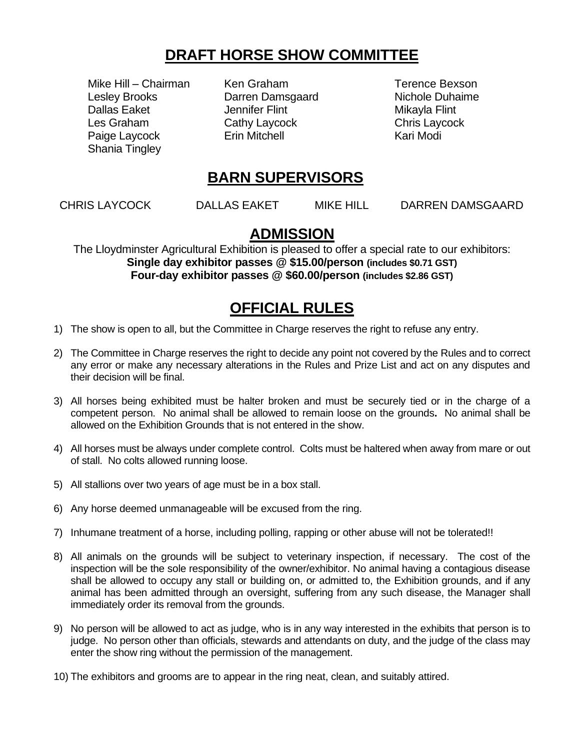## DRAFT HORSE SHOW COMMITTEE

Mike Hill – Chairman
Ken Graham
Terence Bexson
Lesley Brooks
Darren Damsgaard
Nichole Duhaime
Dallas Eaket
Jennifer Flint
Mikayla Flint
Les Graham
Cathy Laycock
Chris Laycock
Paige Laycock
Erin Mitchell
Kari Modi
Shania Tingley

## BARN SUPERVISORS

CHRIS LAYCOCK    DALLAS EAKET    MIKE HILL    DARREN DAMSGAARD

## ADMISSION

The Lloydminster Agricultural Exhibition is pleased to offer a special rate to our exhibitors:
**Single day exhibitor passes @ $15.00/person (includes $0.71 GST)**
**Four-day exhibitor passes @ $60.00/person (includes $2.86 GST)**

## OFFICIAL RULES

1) The show is open to all, but the Committee in Charge reserves the right to refuse any entry.

2) The Committee in Charge reserves the right to decide any point not covered by the Rules and to correct any error or make any necessary alterations in the Rules and Prize List and act on any disputes and their decision will be final.

3) All horses being exhibited must be halter broken and must be securely tied or in the charge of a competent person. No animal shall be allowed to remain loose on the grounds**.** No animal shall be allowed on the Exhibition Grounds that is not entered in the show.

4) All horses must be always under complete control. Colts must be haltered when away from mare or out of stall. No colts allowed running loose.

5) All stallions over two years of age must be in a box stall.

6) Any horse deemed unmanageable will be excused from the ring.

7) Inhumane treatment of a horse, including polling, rapping or other abuse will not be tolerated!!

8) All animals on the grounds will be subject to veterinary inspection, if necessary. The cost of the inspection will be the sole responsibility of the owner/exhibitor. No animal having a contagious disease shall be allowed to occupy any stall or building on, or admitted to, the Exhibition grounds, and if any animal has been admitted through an oversight, suffering from any such disease, the Manager shall immediately order its removal from the grounds.

9) No person will be allowed to act as judge, who is in any way interested in the exhibits that person is to judge. No person other than officials, stewards and attendants on duty, and the judge of the class may enter the show ring without the permission of the management.

10) The exhibitors and grooms are to appear in the ring neat, clean, and suitably attired.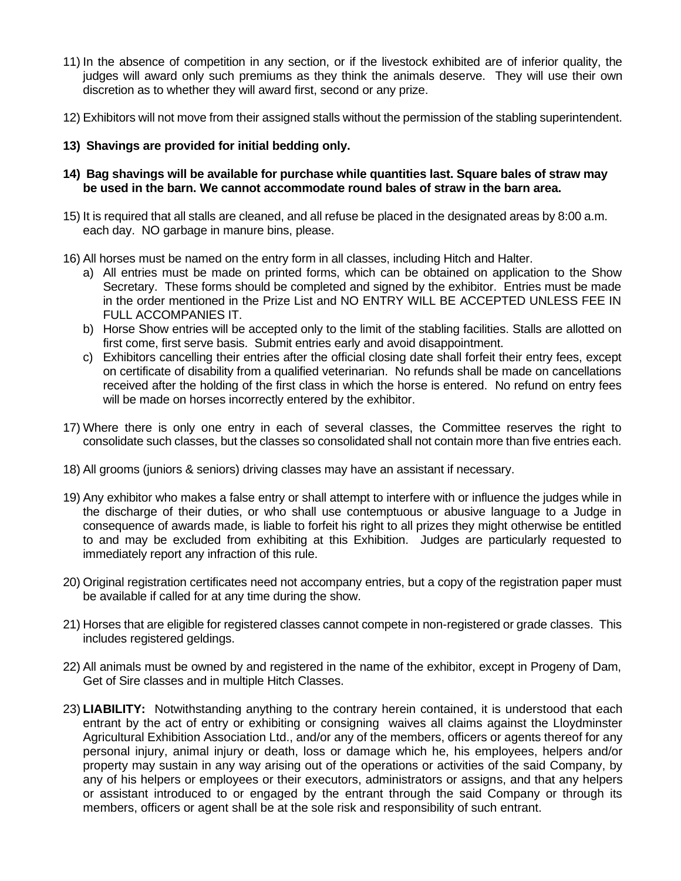11) In the absence of competition in any section, or if the livestock exhibited are of inferior quality, the judges will award only such premiums as they think the animals deserve. They will use their own discretion as to whether they will award first, second or any prize.

12) Exhibitors will not move from their assigned stalls without the permission of the stabling superintendent.

**13) Shavings are provided for initial bedding only.**

**14) Bag shavings will be available for purchase while quantities last. Square bales of straw may be used in the barn. We cannot accommodate round bales of straw in the barn area.**

15) It is required that all stalls are cleaned, and all refuse be placed in the designated areas by 8:00 a.m. each day. NO garbage in manure bins, please.

16) All horses must be named on the entry form in all classes, including Hitch and Halter.
    a) All entries must be made on printed forms, which can be obtained on application to the Show Secretary. These forms should be completed and signed by the exhibitor. Entries must be made in the order mentioned in the Prize List and NO ENTRY WILL BE ACCEPTED UNLESS FEE IN FULL ACCOMPANIES IT.
    b) Horse Show entries will be accepted only to the limit of the stabling facilities. Stalls are allotted on first come, first serve basis. Submit entries early and avoid disappointment.
    c) Exhibitors cancelling their entries after the official closing date shall forfeit their entry fees, except on certificate of disability from a qualified veterinarian. No refunds shall be made on cancellations received after the holding of the first class in which the horse is entered. No refund on entry fees will be made on horses incorrectly entered by the exhibitor.

17) Where there is only one entry in each of several classes, the Committee reserves the right to consolidate such classes, but the classes so consolidated shall not contain more than five entries each.

18) All grooms (juniors & seniors) driving classes may have an assistant if necessary.

19) Any exhibitor who makes a false entry or shall attempt to interfere with or influence the judges while in the discharge of their duties, or who shall use contemptuous or abusive language to a Judge in consequence of awards made, is liable to forfeit his right to all prizes they might otherwise be entitled to and may be excluded from exhibiting at this Exhibition. Judges are particularly requested to immediately report any infraction of this rule.

20) Original registration certificates need not accompany entries, but a copy of the registration paper must be available if called for at any time during the show.

21) Horses that are eligible for registered classes cannot compete in non-registered or grade classes. This includes registered geldings.

22) All animals must be owned by and registered in the name of the exhibitor, except in Progeny of Dam, Get of Sire classes and in multiple Hitch Classes.

23) **LIABILITY:** Notwithstanding anything to the contrary herein contained, it is understood that each entrant by the act of entry or exhibiting or consigning waives all claims against the Lloydminster Agricultural Exhibition Association Ltd., and/or any of the members, officers or agents thereof for any personal injury, animal injury or death, loss or damage which he, his employees, helpers and/or property may sustain in any way arising out of the operations or activities of the said Company, by any of his helpers or employees or their executors, administrators or assigns, and that any helpers or assistant introduced to or engaged by the entrant through the said Company or through its members, officers or agent shall be at the sole risk and responsibility of such entrant.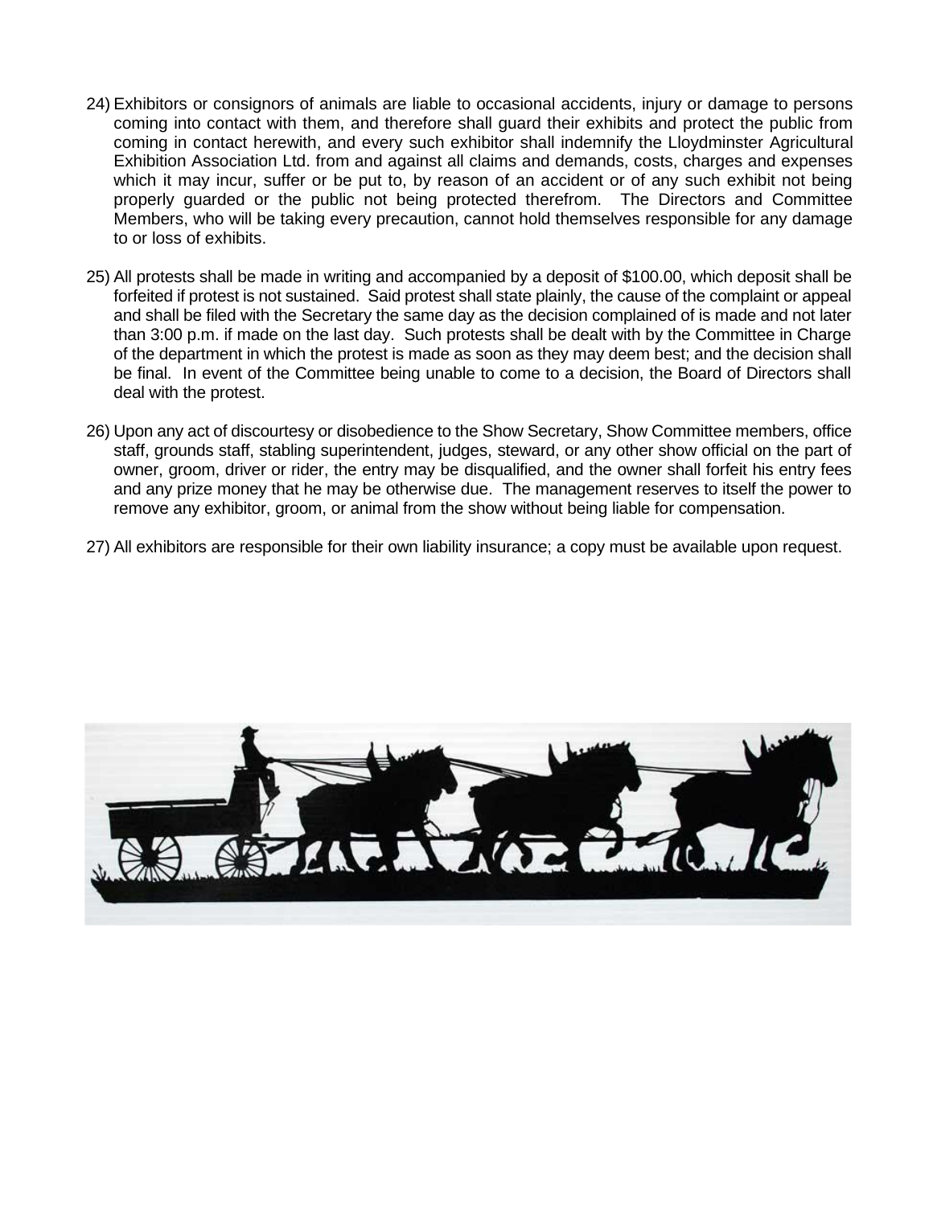24) Exhibitors or consignors of animals are liable to occasional accidents, injury or damage to persons coming into contact with them, and therefore shall guard their exhibits and protect the public from coming in contact herewith, and every such exhibitor shall indemnify the Lloydminster Agricultural Exhibition Association Ltd. from and against all claims and demands, costs, charges and expenses which it may incur, suffer or be put to, by reason of an accident or of any such exhibit not being properly guarded or the public not being protected therefrom. The Directors and Committee Members, who will be taking every precaution, cannot hold themselves responsible for any damage to or loss of exhibits.

25) All protests shall be made in writing and accompanied by a deposit of $100.00, which deposit shall be forfeited if protest is not sustained. Said protest shall state plainly, the cause of the complaint or appeal and shall be filed with the Secretary the same day as the decision complained of is made and not later than 3:00 p.m. if made on the last day. Such protests shall be dealt with by the Committee in Charge of the department in which the protest is made as soon as they may deem best; and the decision shall be final. In event of the Committee being unable to come to a decision, the Board of Directors shall deal with the protest.

26) Upon any act of discourtesy or disobedience to the Show Secretary, Show Committee members, office staff, grounds staff, stabling superintendent, judges, steward, or any other show official on the part of owner, groom, driver or rider, the entry may be disqualified, and the owner shall forfeit his entry fees and any prize money that he may be otherwise due. The management reserves to itself the power to remove any exhibitor, groom, or animal from the show without being liable for compensation.

27) All exhibitors are responsible for their own liability insurance; a copy must be available upon request.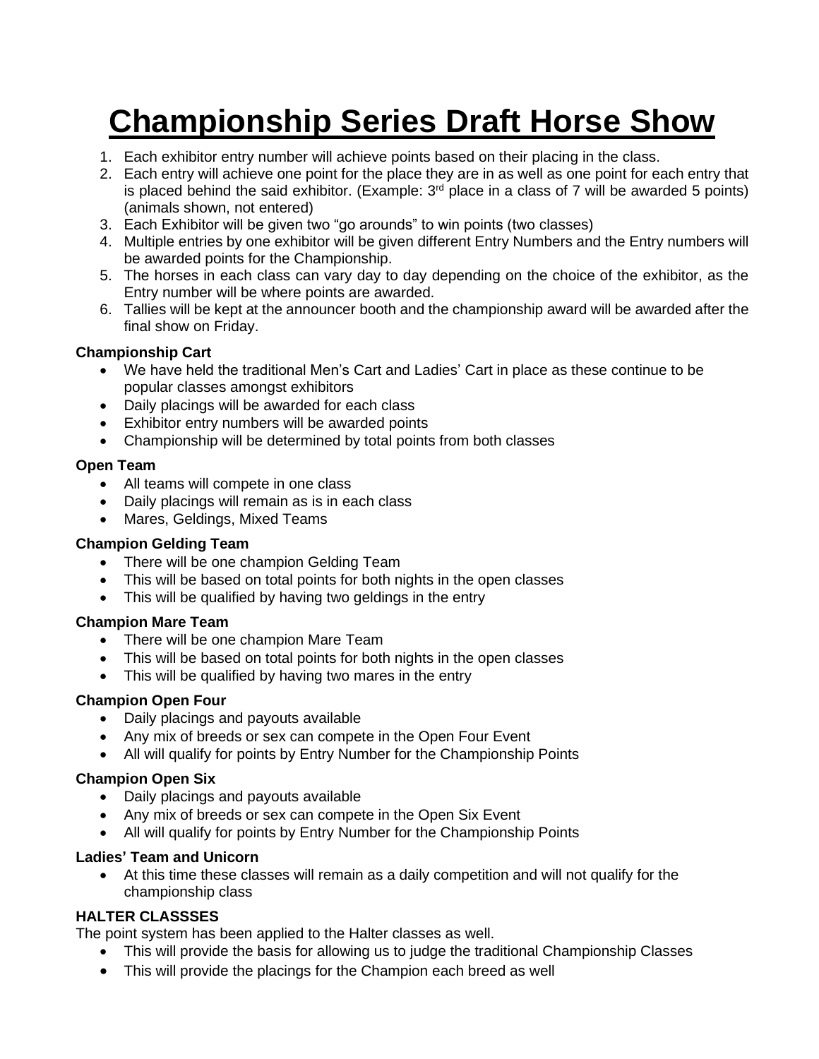# Championship Series Draft Horse Show

1. Each exhibitor entry number will achieve points based on their placing in the class.
2. Each entry will achieve one point for the place they are in as well as one point for each entry that is placed behind the said exhibitor. (Example: 3rd place in a class of 7 will be awarded 5 points) (animals shown, not entered)
3. Each Exhibitor will be given two "go arounds" to win points (two classes)
4. Multiple entries by one exhibitor will be given different Entry Numbers and the Entry numbers will be awarded points for the Championship.
5. The horses in each class can vary day to day depending on the choice of the exhibitor, as the Entry number will be where points are awarded.
6. Tallies will be kept at the announcer booth and the championship award will be awarded after the final show on Friday.

**Championship Cart**

- We have held the traditional Men's Cart and Ladies' Cart in place as these continue to be popular classes amongst exhibitors
- Daily placings will be awarded for each class
- Exhibitor entry numbers will be awarded points
- Championship will be determined by total points from both classes

**Open Team**

- All teams will compete in one class
- Daily placings will remain as is in each class
- Mares, Geldings, Mixed Teams

**Champion Gelding Team**

- There will be one champion Gelding Team
- This will be based on total points for both nights in the open classes
- This will be qualified by having two geldings in the entry

**Champion Mare Team**

- There will be one champion Mare Team
- This will be based on total points for both nights in the open classes
- This will be qualified by having two mares in the entry

**Champion Open Four**

- Daily placings and payouts available
- Any mix of breeds or sex can compete in the Open Four Event
- All will qualify for points by Entry Number for the Championship Points

**Champion Open Six**

- Daily placings and payouts available
- Any mix of breeds or sex can compete in the Open Six Event
- All will qualify for points by Entry Number for the Championship Points

**Ladies' Team and Unicorn**

- At this time these classes will remain as a daily competition and will not qualify for the championship class

**HALTER CLASSSES**

The point system has been applied to the Halter classes as well.

- This will provide the basis for allowing us to judge the traditional Championship Classes
- This will provide the placings for the Champion each breed as well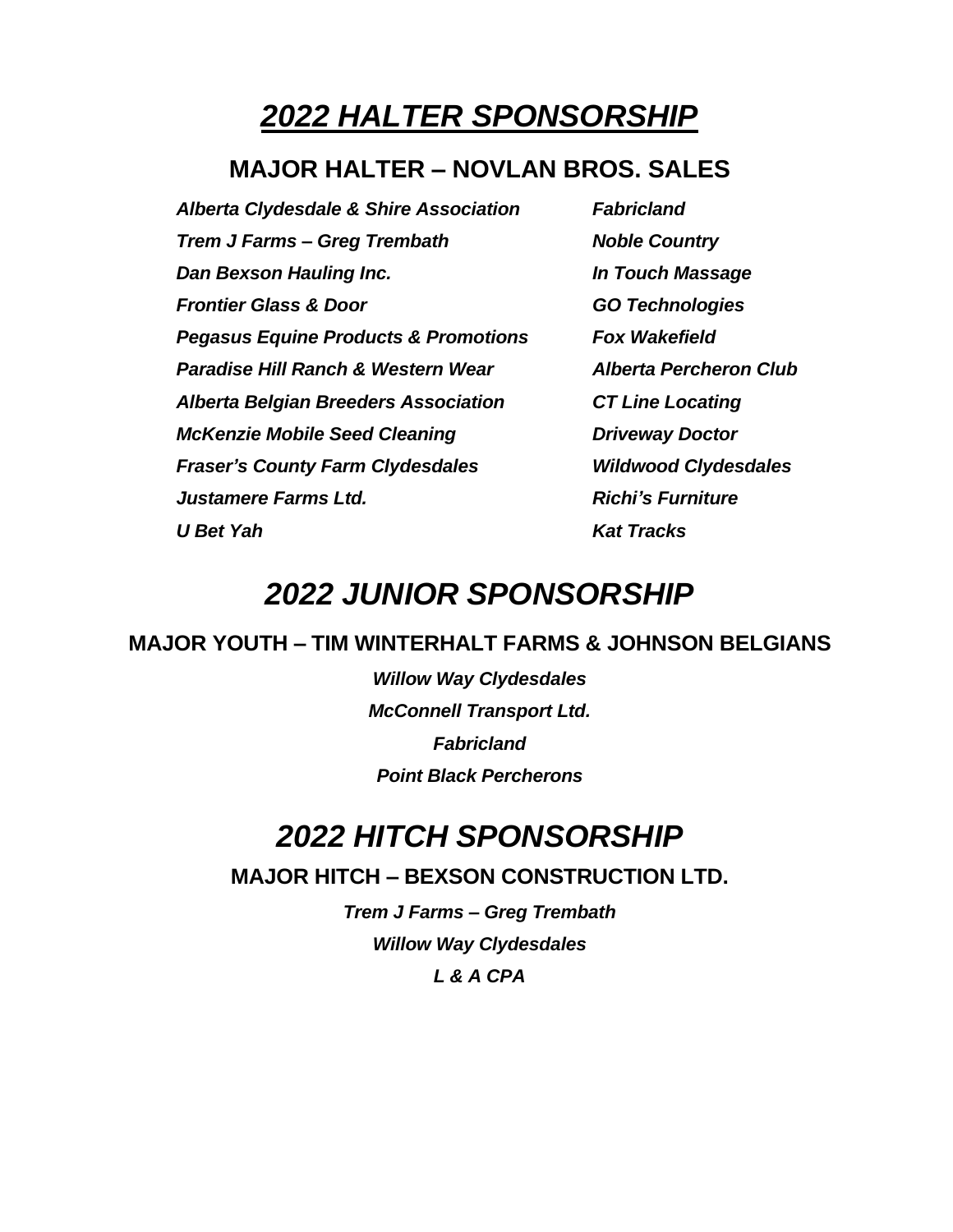# ***2022 HALTER SPONSORSHIP***

## MAJOR HALTER – NOVLAN BROS. SALES

***Alberta Clydesdale & Shire Association***
***Trem J Farms – Greg Trembath***
***Dan Bexson Hauling Inc.***
***Frontier Glass & Door***
***Pegasus Equine Products & Promotions***
***Paradise Hill Ranch & Western Wear***
***Alberta Belgian Breeders Association***
***McKenzie Mobile Seed Cleaning***
***Fraser's County Farm Clydesdales***
***Justamere Farms Ltd.***
***U Bet Yah***
***Fabricland***
***Noble Country***
***In Touch Massage***
***GO Technologies***
***Fox Wakefield***
***Alberta Percheron Club***
***CT Line Locating***
***Driveway Doctor***
***Wildwood Clydesdales***
***Richi's Furniture***
***Kat Tracks***

# *2022 JUNIOR SPONSORSHIP*

## MAJOR YOUTH – TIM WINTERHALT FARMS & JOHNSON BELGIANS

***Willow Way Clydesdales***
***McConnell Transport Ltd.***
***Fabricland***
***Point Black Percherons***

# *2022 HITCH SPONSORSHIP*

## MAJOR HITCH – BEXSON CONSTRUCTION LTD.

***Trem J Farms – Greg Trembath***
***Willow Way Clydesdales***
***L & A CPA***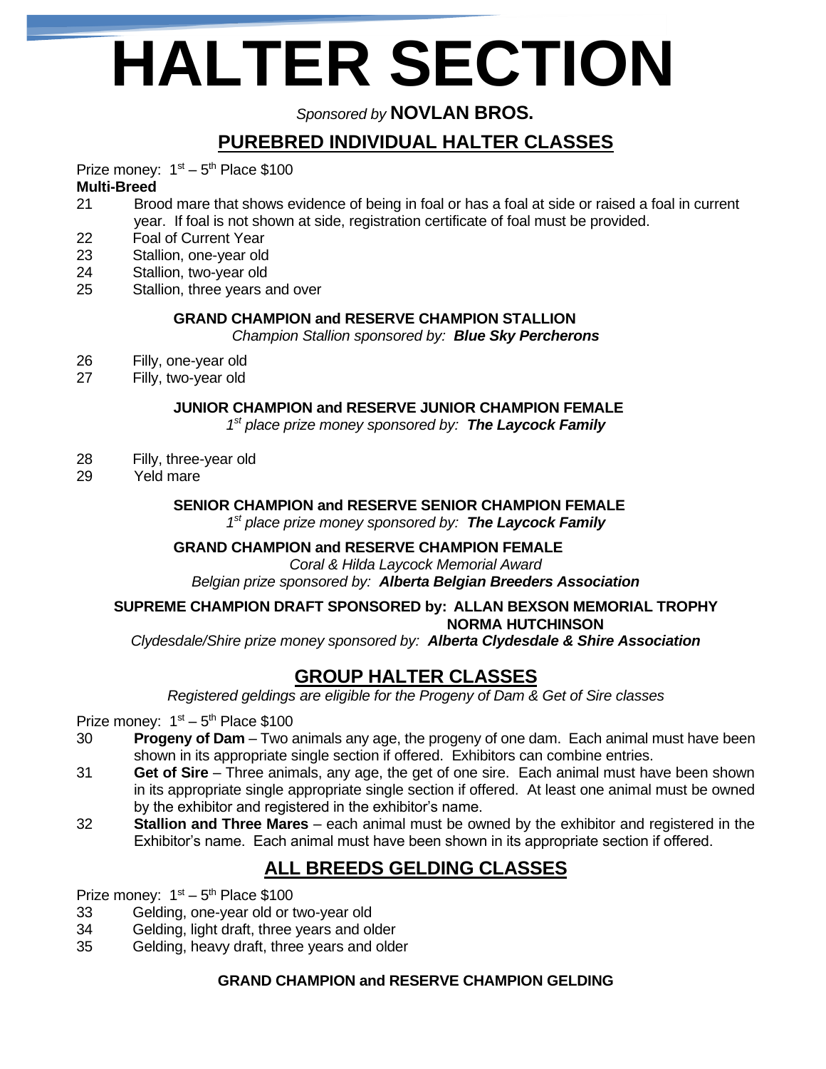# HALTER SECTION

*Sponsored by* **NOVLAN BROS.**

## PUREBRED INDIVIDUAL HALTER CLASSES

Prize money: 1st – 5th Place $100

**Multi-Breed**

21 Brood mare that shows evidence of being in foal or has a foal at side or raised a foal in current year. If foal is not shown at side, registration certificate of foal must be provided.

22 Foal of Current Year

23 Stallion, one-year old

24 Stallion, two-year old

25 Stallion, three years and over

**GRAND CHAMPION and RESERVE CHAMPION STALLION**

*Champion Stallion sponsored by:* ***Blue Sky Percherons***

26 Filly, one-year old

27 Filly, two-year old

**JUNIOR CHAMPION and RESERVE JUNIOR CHAMPION FEMALE**

*1st place prize money sponsored by:* ***The Laycock Family***

28 Filly, three-year old

29 Yeld mare

**SENIOR CHAMPION and RESERVE SENIOR CHAMPION FEMALE**

*1st place prize money sponsored by:* ***The Laycock Family***

**GRAND CHAMPION and RESERVE CHAMPION FEMALE**

*Coral & Hilda Laycock Memorial Award*

*Belgian prize sponsored by:* ***Alberta Belgian Breeders Association***

**SUPREME CHAMPION DRAFT SPONSORED by: ALLAN BEXSON MEMORIAL TROPHY NORMA HUTCHINSON**

*Clydesdale/Shire prize money sponsored by:* ***Alberta Clydesdale & Shire Association***

## GROUP HALTER CLASSES

*Registered geldings are eligible for the Progeny of Dam & Get of Sire classes*

Prize money: 1st – 5th Place $100

30 **Progeny of Dam** – Two animals any age, the progeny of one dam. Each animal must have been shown in its appropriate single section if offered. Exhibitors can combine entries.

31 **Get of Sire** – Three animals, any age, the get of one sire. Each animal must have been shown in its appropriate single appropriate single section if offered. At least one animal must be owned by the exhibitor and registered in the exhibitor's name.

32 **Stallion and Three Mares** – each animal must be owned by the exhibitor and registered in the Exhibitor's name. Each animal must have been shown in its appropriate section if offered.

## ALL BREEDS GELDING CLASSES

Prize money: 1st – 5th Place $100

33 Gelding, one-year old or two-year old

34 Gelding, light draft, three years and older

35 Gelding, heavy draft, three years and older

**GRAND CHAMPION and RESERVE CHAMPION GELDING**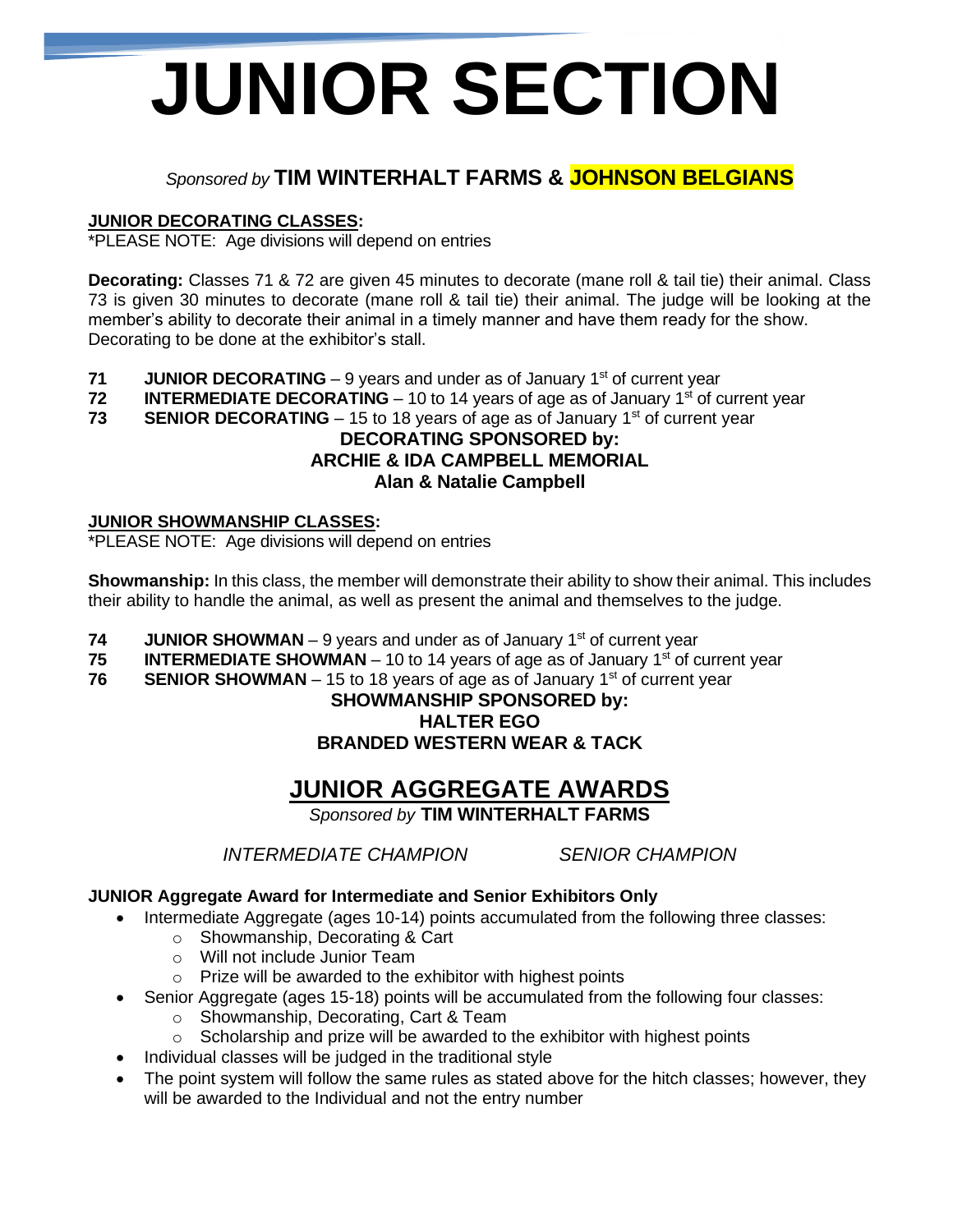# JUNIOR SECTION

*Sponsored by* **TIM WINTERHALT FARMS & JOHNSON BELGIANS**

**JUNIOR DECORATING CLASSES:**
*PLEASE NOTE: Age divisions will depend on entries

**Decorating:** Classes 71 & 72 are given 45 minutes to decorate (mane roll & tail tie) their animal. Class 73 is given 30 minutes to decorate (mane roll & tail tie) their animal. The judge will be looking at the member's ability to decorate their animal in a timely manner and have them ready for the show. Decorating to be done at the exhibitor's stall.

**71** **JUNIOR DECORATING** – 9 years and under as of January 1st of current year
**72** **INTERMEDIATE DECORATING** – 10 to 14 years of age as of January 1st of current year
**73** **SENIOR DECORATING** – 15 to 18 years of age as of January 1st of current year

**DECORATING SPONSORED by:**
**ARCHIE & IDA CAMPBELL MEMORIAL**
**Alan & Natalie Campbell**

**JUNIOR SHOWMANSHIP CLASSES:**
*PLEASE NOTE: Age divisions will depend on entries

**Showmanship:** In this class, the member will demonstrate their ability to show their animal. This includes their ability to handle the animal, as well as present the animal and themselves to the judge.

**74** **JUNIOR SHOWMAN** – 9 years and under as of January 1st of current year
**75** **INTERMEDIATE SHOWMAN** – 10 to 14 years of age as of January 1st of current year
**76** **SENIOR SHOWMAN** – 15 to 18 years of age as of January 1st of current year

**SHOWMANSHIP SPONSORED by:**
**HALTER EGO**
**BRANDED WESTERN WEAR & TACK**

## JUNIOR AGGREGATE AWARDS

*Sponsored by* **TIM WINTERHALT FARMS**

*INTERMEDIATE CHAMPION* *SENIOR CHAMPION*

**JUNIOR Aggregate Award for Intermediate and Senior Exhibitors Only**

- Intermediate Aggregate (ages 10-14) points accumulated from the following three classes:
  - Showmanship, Decorating & Cart
  - Will not include Junior Team
  - Prize will be awarded to the exhibitor with highest points
- Senior Aggregate (ages 15-18) points will be accumulated from the following four classes:
  - Showmanship, Decorating, Cart & Team
  - Scholarship and prize will be awarded to the exhibitor with highest points
- Individual classes will be judged in the traditional style
- The point system will follow the same rules as stated above for the hitch classes; however, they will be awarded to the Individual and not the entry number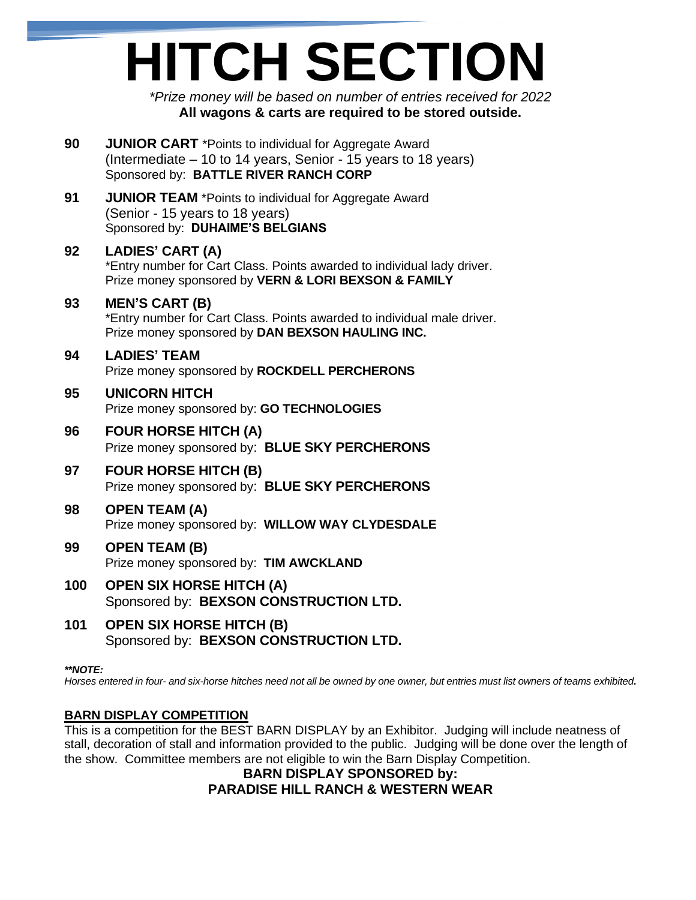# HITCH SECTION

*\*Prize money will be based on number of entries received for 2022*

**All wagons & carts are required to be stored outside.**

**90 JUNIOR CART** *Points to individual for Aggregate Award
(Intermediate – 10 to 14 years, Senior - 15 years to 18 years)
Sponsored by: **BATTLE RIVER RANCH CORP**

**91 JUNIOR TEAM** *Points to individual for Aggregate Award
(Senior - 15 years to 18 years)
Sponsored by: **DUHAIME'S BELGIANS**

**92 LADIES' CART (A)**
*Entry number for Cart Class. Points awarded to individual lady driver.
Prize money sponsored by **VERN & LORI BEXSON & FAMILY**

**93 MEN'S CART (B)**
*Entry number for Cart Class. Points awarded to individual male driver.
Prize money sponsored by **DAN BEXSON HAULING INC.**

**94 LADIES' TEAM**
Prize money sponsored by **ROCKDELL PERCHERONS**

**95 UNICORN HITCH**
Prize money sponsored by: **GO TECHNOLOGIES**

**96 FOUR HORSE HITCH (A)**
Prize money sponsored by: **BLUE SKY PERCHERONS**

**97 FOUR HORSE HITCH (B)**
Prize money sponsored by: **BLUE SKY PERCHERONS**

**98 OPEN TEAM (A)**
Prize money sponsored by: **WILLOW WAY CLYDESDALE**

**99 OPEN TEAM (B)**
Prize money sponsored by: **TIM AWCKLAND**

**100 OPEN SIX HORSE HITCH (A)**
Sponsored by: **BEXSON CONSTRUCTION LTD.**

**101 OPEN SIX HORSE HITCH (B)**
Sponsored by: **BEXSON CONSTRUCTION LTD.**

***\*\*NOTE:***
*Horses entered in four- and six-horse hitches need not all be owned by one owner, but entries must list owners of teams exhibited.*

**BARN DISPLAY COMPETITION**

This is a competition for the BEST BARN DISPLAY by an Exhibitor. Judging will include neatness of stall, decoration of stall and information provided to the public. Judging will be done over the length of the show. Committee members are not eligible to win the Barn Display Competition.

**BARN DISPLAY SPONSORED by:
PARADISE HILL RANCH & WESTERN WEAR**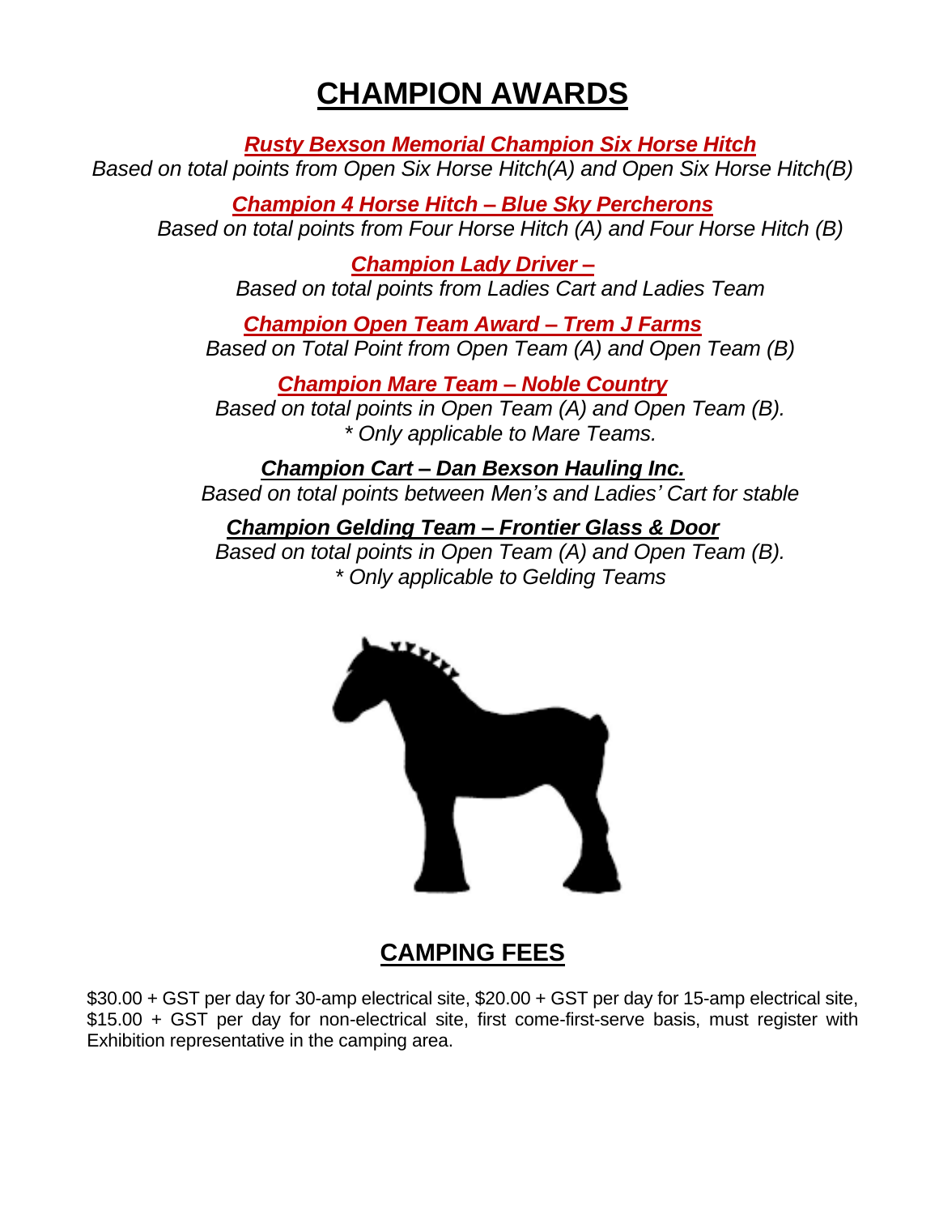# CHAMPION AWARDS

***Rusty Bexson Memorial Champion Six Horse Hitch***

*Based on total points from Open Six Horse Hitch(A) and Open Six Horse Hitch(B)*

***Champion 4 Horse Hitch – Blue Sky Percherons***

*Based on total points from Four Horse Hitch (A) and Four Horse Hitch (B)*

***Champion Lady Driver –***

*Based on total points from Ladies Cart and Ladies Team*

***Champion Open Team Award – Trem J Farms***

*Based on Total Point from Open Team (A) and Open Team (B)*

***Champion Mare Team – Noble Country***

*Based on total points in Open Team (A) and Open Team (B).*
*\* Only applicable to Mare Teams.*

***Champion Cart – Dan Bexson Hauling Inc.***

*Based on total points between Men's and Ladies' Cart for stable*

***Champion Gelding Team – Frontier Glass & Door***

*Based on total points in Open Team (A) and Open Team (B).*
*\* Only applicable to Gelding Teams*

## CAMPING FEES

$30.00 + GST per day for 30-amp electrical site, $20.00 + GST per day for 15-amp electrical site, $15.00 + GST per day for non-electrical site, first come-first-serve basis, must register with Exhibition representative in the camping area.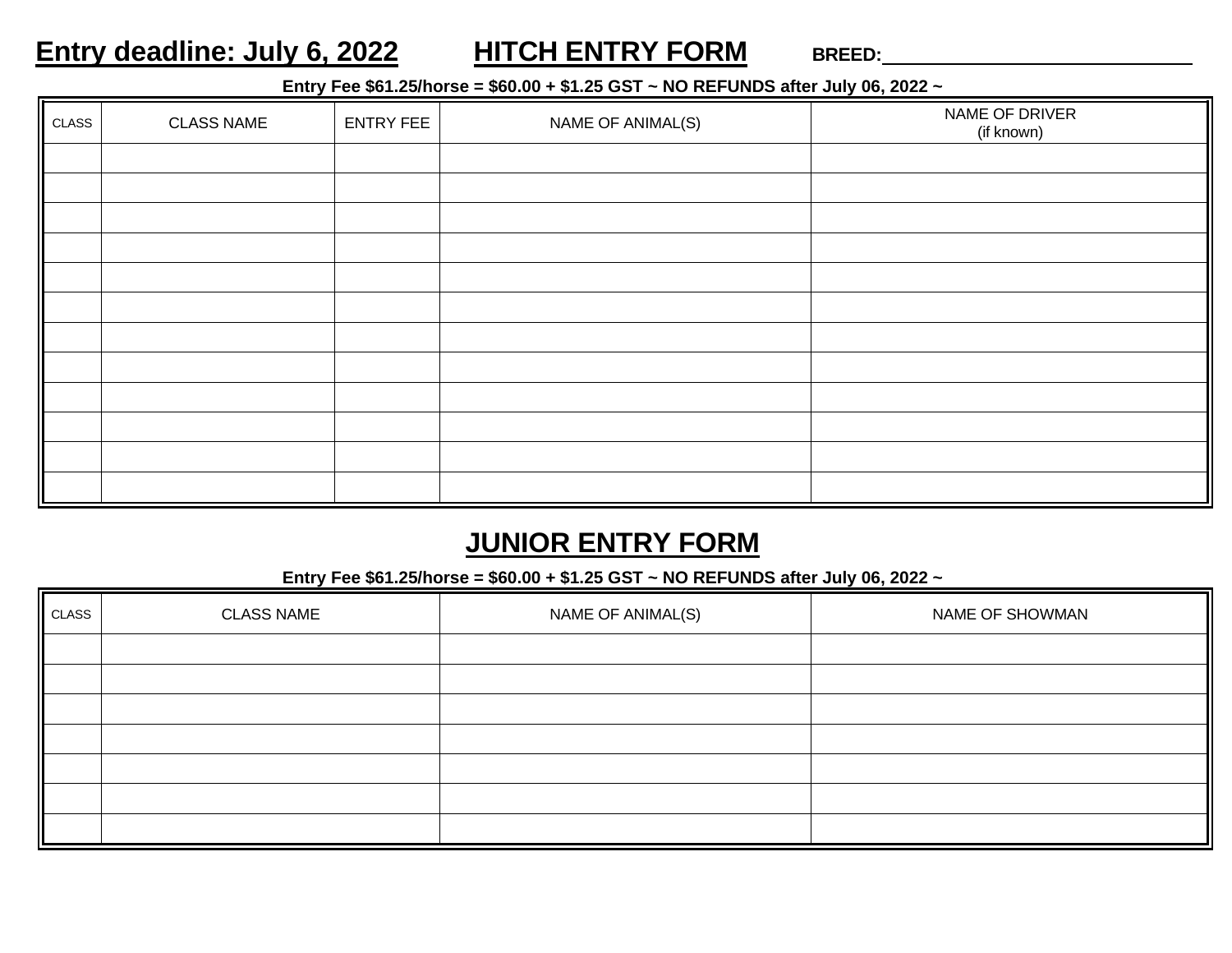**Entry deadline: July 6, 2022** **HITCH ENTRY FORM** **BREED:**______________________________

**Entry Fee $61.25/horse = $60.00 + $1.25 GST ~ NO REFUNDS after July 06, 2022 ~**

| CLASS | CLASS NAME | ENTRY FEE | NAME OF ANIMAL(S) | NAME OF DRIVER (if known) |
|---|---|---|---|---|
| | | | | |
| | | | | |
| | | | | |
| | | | | |
| | | | | |
| | | | | |
| | | | | |
| | | | | |
| | | | | |
| | | | | |
| | | | | |
| | | | | |

## JUNIOR ENTRY FORM

**Entry Fee $61.25/horse = $60.00 + $1.25 GST ~ NO REFUNDS after July 06, 2022 ~**

| CLASS | CLASS NAME | NAME OF ANIMAL(S) | NAME OF SHOWMAN |
|---|---|---|---|
| | | | |
| | | | |
| | | | |
| | | | |
| | | | |
| | | | |
| | | | |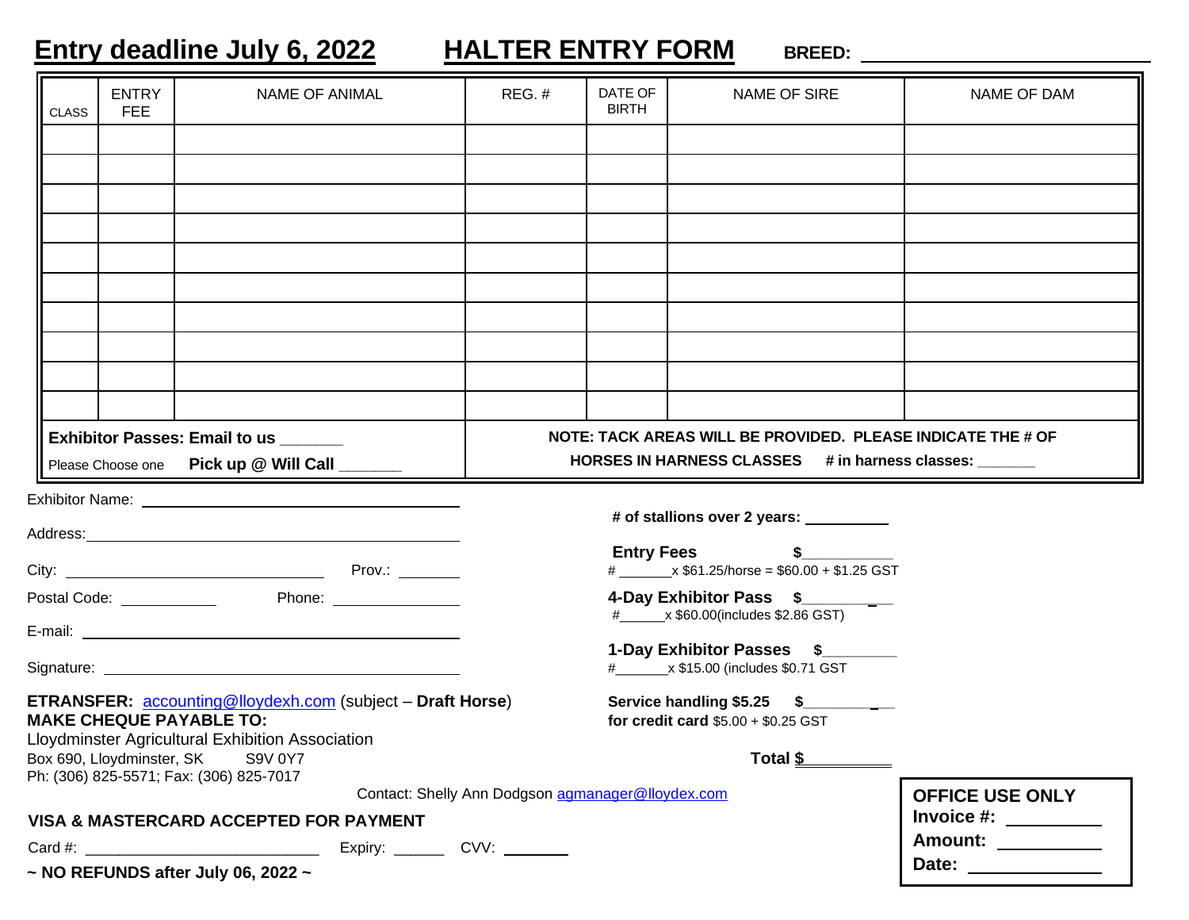# Entry deadline July 6, 2022 — HALTER ENTRY FORM

**BREED:** ______________________________

| CLASS | ENTRY FEE | NAME OF ANIMAL | REG. # | DATE OF BIRTH | NAME OF SIRE | NAME OF DAM |
|---|---|---|---|---|---|---|
| | | | | | | |
| | | | | | | |
| | | | | | | |
| | | | | | | |
| | | | | | | |
| | | | | | | |
| | | | | | | |
| | | | | | | |
| | | | | | | |
| | | | | | | |

**Exhibitor Passes: Email to us** _______

Please Choose one **Pick up @ Will Call** _______

**NOTE: TACK AREAS WILL BE PROVIDED. PLEASE INDICATE THE # OF HORSES IN HARNESS CLASSES** **# in harness classes:** _______

Exhibitor Name: ______________________________

Address: ______________________________

City: ____________________ Prov.: ________

Postal Code: ____________ Phone: ________________

E-mail: ______________________________

Signature: ______________________________

**# of stallions over 2 years:** __________

**Entry Fees** $___________
# _______x $61.25/horse = $60.00 + $1.25 GST

**4-Day Exhibitor Pass** $___________
#______x $60.00(includes $2.86 GST)

**1-Day Exhibitor Passes** $_________
#_______x $15.00 (includes $0.71 GST

**Service handling $5.25** $___________
**for credit card** $5.00 + $0.25 GST

**Total $**__________

**ETRANSFER:** accounting@lloydexh.com (subject – **Draft Horse**)
**MAKE CHEQUE PAYABLE TO:**
Lloydminster Agricultural Exhibition Association
Box 690, Lloydminster, SK S9V 0Y7
Ph: (306) 825-5571; Fax: (306) 825-7017

Contact: Shelly Ann Dodgson agmanager@lloydex.com

**VISA & MASTERCARD ACCEPTED FOR PAYMENT**

Card #: ____________________________ Expiry: ______ CVV: ________

**~ NO REFUNDS after July 06, 2022 ~**

**OFFICE USE ONLY**
**Invoice #:** __________
**Amount:** __________
**Date:** __________